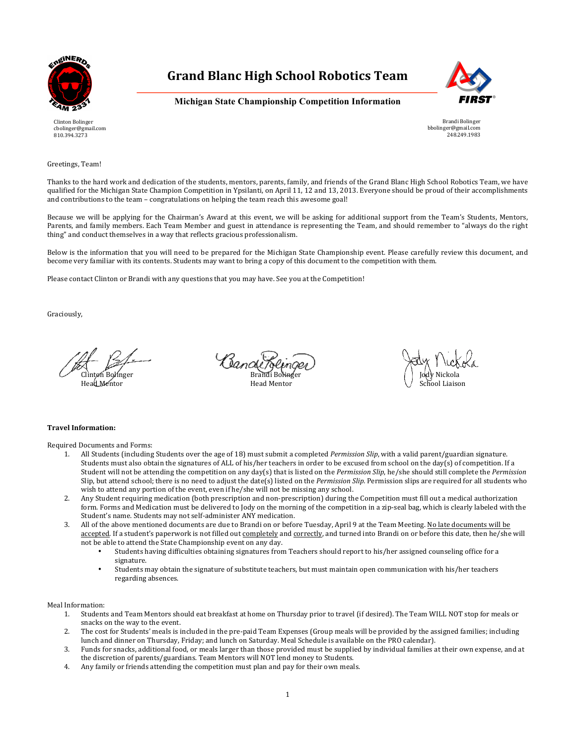# Grand Blanc High School Robotics Team

**Michigan State Championship Competition Information**

Clinton Bolinger
cbolinger@gmail.com
810.394.3273

Brandi Bolinger
bbolinger@gmail.com
248.249.1983

Greetings, Team!

Thanks to the hard work and dedication of the students, mentors, parents, family, and friends of the Grand Blanc High School Robotics Team, we have qualified for the Michigan State Champion Competition in Ypsilanti, on April 11, 12 and 13, 2013. Everyone should be proud of their accomplishments and contributions to the team – congratulations on helping the team reach this awesome goal!

Because we will be applying for the Chairman's Award at this event, we will be asking for additional support from the Team's Students, Mentors, Parents, and family members. Each Team Member and guest in attendance is representing the Team, and should remember to "always do the right thing" and conduct themselves in a way that reflects gracious professionalism.

Below is the information that you will need to be prepared for the Michigan State Championship event. Please carefully review this document, and become very familiar with its contents. Students may want to bring a copy of this document to the competition with them.

Please contact Clinton or Brandi with any questions that you may have. See you at the Competition!

Graciously,

Clinton Bolinger
Head Mentor

Brandi Bolinger
Head Mentor

Jody Nickola
School Liaison

**Travel Information:**

Required Documents and Forms:

1. All Students (including Students over the age of 18) must submit a completed *Permission Slip*, with a valid parent/guardian signature. Students must also obtain the signatures of ALL of his/her teachers in order to be excused from school on the day(s) of competition. If a Student will not be attending the competition on any day(s) that is listed on the *Permission Slip*, he/she should still complete the *Permission* Slip, but attend school; there is no need to adjust the date(s) listed on the *Permission Slip.* Permission slips are required for all students who wish to attend any portion of the event, even if he/she will not be missing any school.
2. Any Student requiring medication (both prescription and non-prescription) during the Competition must fill out a medical authorization form. Forms and Medication must be delivered to Jody on the morning of the competition in a zip-seal bag, which is clearly labeled with the Student's name. Students may not self-administer ANY medication.
3. All of the above mentioned documents are due to Brandi on or before Tuesday, April 9 at the Team Meeting. <u>No late documents will be accepted</u>. If a student's paperwork is not filled out <u>completely</u> and <u>correctly</u>, and turned into Brandi on or before this date, then he/she will not be able to attend the State Championship event on any day.
   - Students having difficulties obtaining signatures from Teachers should report to his/her assigned counseling office for a signature.
   - Students may obtain the signature of substitute teachers, but must maintain open communication with his/her teachers regarding absences.

Meal Information:

1. Students and Team Mentors should eat breakfast at home on Thursday prior to travel (if desired). The Team WILL NOT stop for meals or snacks on the way to the event.
2. The cost for Students' meals is included in the pre-paid Team Expenses (Group meals will be provided by the assigned families; including lunch and dinner on Thursday, Friday; and lunch on Saturday. Meal Schedule is available on the PRO calendar).
3. Funds for snacks, additional food, or meals larger than those provided must be supplied by individual families at their own expense, and at the discretion of parents/guardians. Team Mentors will NOT lend money to Students.
4. Any family or friends attending the competition must plan and pay for their own meals.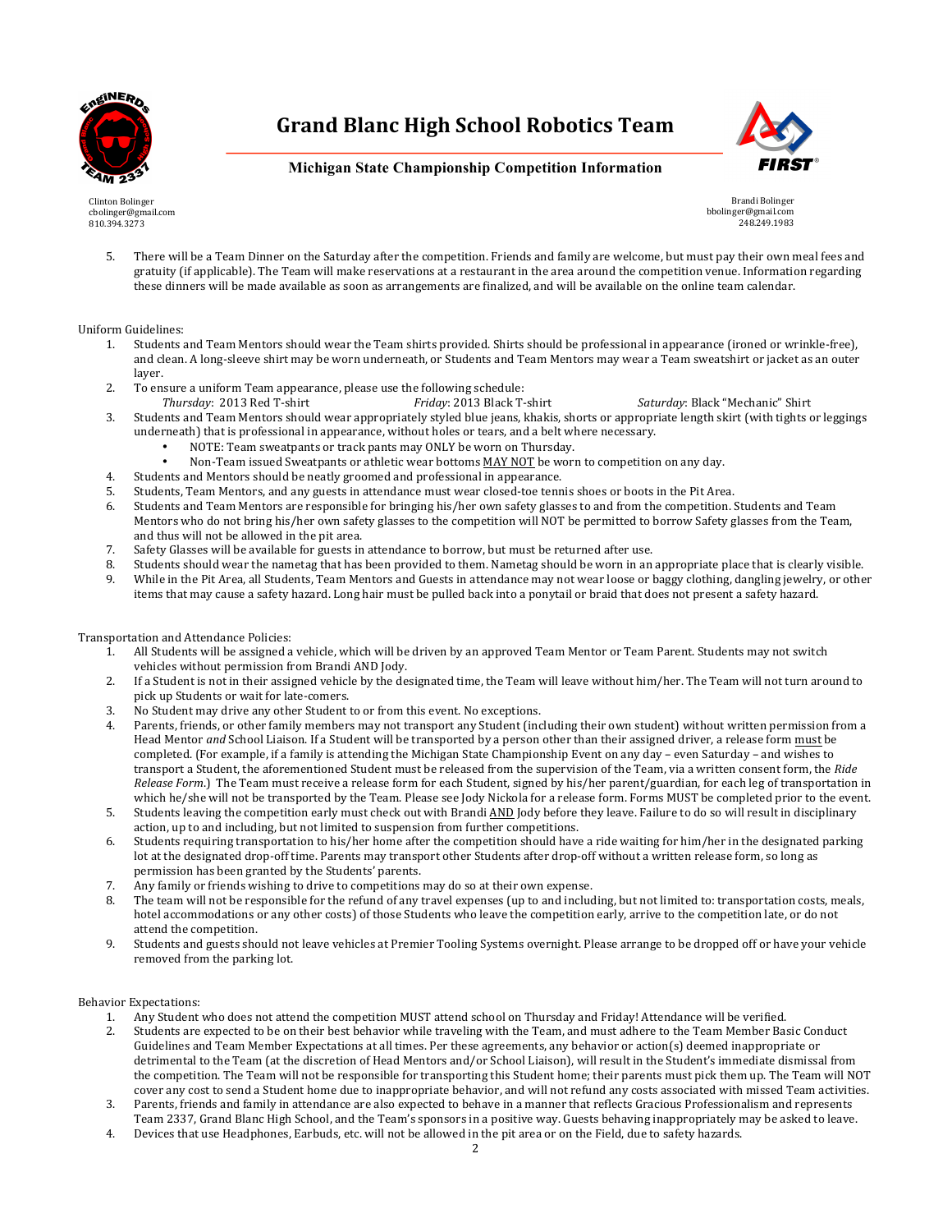5. There will be a Team Dinner on the Saturday after the competition. Friends and family are welcome, but must pay their own meal fees and gratuity (if applicable). The Team will make reservations at a restaurant in the area around the competition venue. Information regarding these dinners will be made available as soon as arrangements are finalized, and will be available on the online team calendar.

Uniform Guidelines:

1. Students and Team Mentors should wear the Team shirts provided. Shirts should be professional in appearance (ironed or wrinkle-free), and clean. A long-sleeve shirt may be worn underneath, or Students and Team Mentors may wear a Team sweatshirt or jacket as an outer layer.
2. To ensure a uniform Team appearance, please use the following schedule:
   *Thursday*: 2013 Red T-shirt *Friday*: 2013 Black T-shirt *Saturday*: Black "Mechanic" Shirt
3. Students and Team Mentors should wear appropriately styled blue jeans, khakis, shorts or appropriate length skirt (with tights or leggings underneath) that is professional in appearance, without holes or tears, and a belt where necessary.
   - NOTE: Team sweatpants or track pants may ONLY be worn on Thursday.
   - Non-Team issued Sweatpants or athletic wear bottoms MAY NOT be worn to competition on any day.
4. Students and Mentors should be neatly groomed and professional in appearance.
5. Students, Team Mentors, and any guests in attendance must wear closed-toe tennis shoes or boots in the Pit Area.
6. Students and Team Mentors are responsible for bringing his/her own safety glasses to and from the competition. Students and Team Mentors who do not bring his/her own safety glasses to the competition will NOT be permitted to borrow Safety glasses from the Team, and thus will not be allowed in the pit area.
7. Safety Glasses will be available for guests in attendance to borrow, but must be returned after use.
8. Students should wear the nametag that has been provided to them. Nametag should be worn in an appropriate place that is clearly visible.
9. While in the Pit Area, all Students, Team Mentors and Guests in attendance may not wear loose or baggy clothing, dangling jewelry, or other items that may cause a safety hazard. Long hair must be pulled back into a ponytail or braid that does not present a safety hazard.

Transportation and Attendance Policies:

1. All Students will be assigned a vehicle, which will be driven by an approved Team Mentor or Team Parent. Students may not switch vehicles without permission from Brandi AND Jody.
2. If a Student is not in their assigned vehicle by the designated time, the Team will leave without him/her. The Team will not turn around to pick up Students or wait for late-comers.
3. No Student may drive any other Student to or from this event. No exceptions.
4. Parents, friends, or other family members may not transport any Student (including their own student) without written permission from a Head Mentor *and* School Liaison. If a Student will be transported by a person other than their assigned driver, a release form must be completed. (For example, if a family is attending the Michigan State Championship Event on any day – even Saturday – and wishes to transport a Student, the aforementioned Student must be released from the supervision of the Team, via a written consent form, the *Ride Release Form*.) The Team must receive a release form for each Student, signed by his/her parent/guardian, for each leg of transportation in which he/she will not be transported by the Team. Please see Jody Nickola for a release form. Forms MUST be completed prior to the event.
5. Students leaving the competition early must check out with Brandi AND Jody before they leave. Failure to do so will result in disciplinary action, up to and including, but not limited to suspension from further competitions.
6. Students requiring transportation to his/her home after the competition should have a ride waiting for him/her in the designated parking lot at the designated drop-off time. Parents may transport other Students after drop-off without a written release form, so long as permission has been granted by the Students' parents.
7. Any family or friends wishing to drive to competitions may do so at their own expense.
8. The team will not be responsible for the refund of any travel expenses (up to and including, but not limited to: transportation costs, meals, hotel accommodations or any other costs) of those Students who leave the competition early, arrive to the competition late, or do not attend the competition.
9. Students and guests should not leave vehicles at Premier Tooling Systems overnight. Please arrange to be dropped off or have your vehicle removed from the parking lot.

Behavior Expectations:

1. Any Student who does not attend the competition MUST attend school on Thursday and Friday! Attendance will be verified.
2. Students are expected to be on their best behavior while traveling with the Team, and must adhere to the Team Member Basic Conduct Guidelines and Team Member Expectations at all times. Per these agreements, any behavior or action(s) deemed inappropriate or detrimental to the Team (at the discretion of Head Mentors and/or School Liaison), will result in the Student's immediate dismissal from the competition. The Team will not be responsible for transporting this Student home; their parents must pick them up. The Team will NOT cover any cost to send a Student home due to inappropriate behavior, and will not refund any costs associated with missed Team activities.
3. Parents, friends and family in attendance are also expected to behave in a manner that reflects Gracious Professionalism and represents Team 2337, Grand Blanc High School, and the Team's sponsors in a positive way. Guests behaving inappropriately may be asked to leave.
4. Devices that use Headphones, Earbuds, etc. will not be allowed in the pit area or on the Field, due to safety hazards.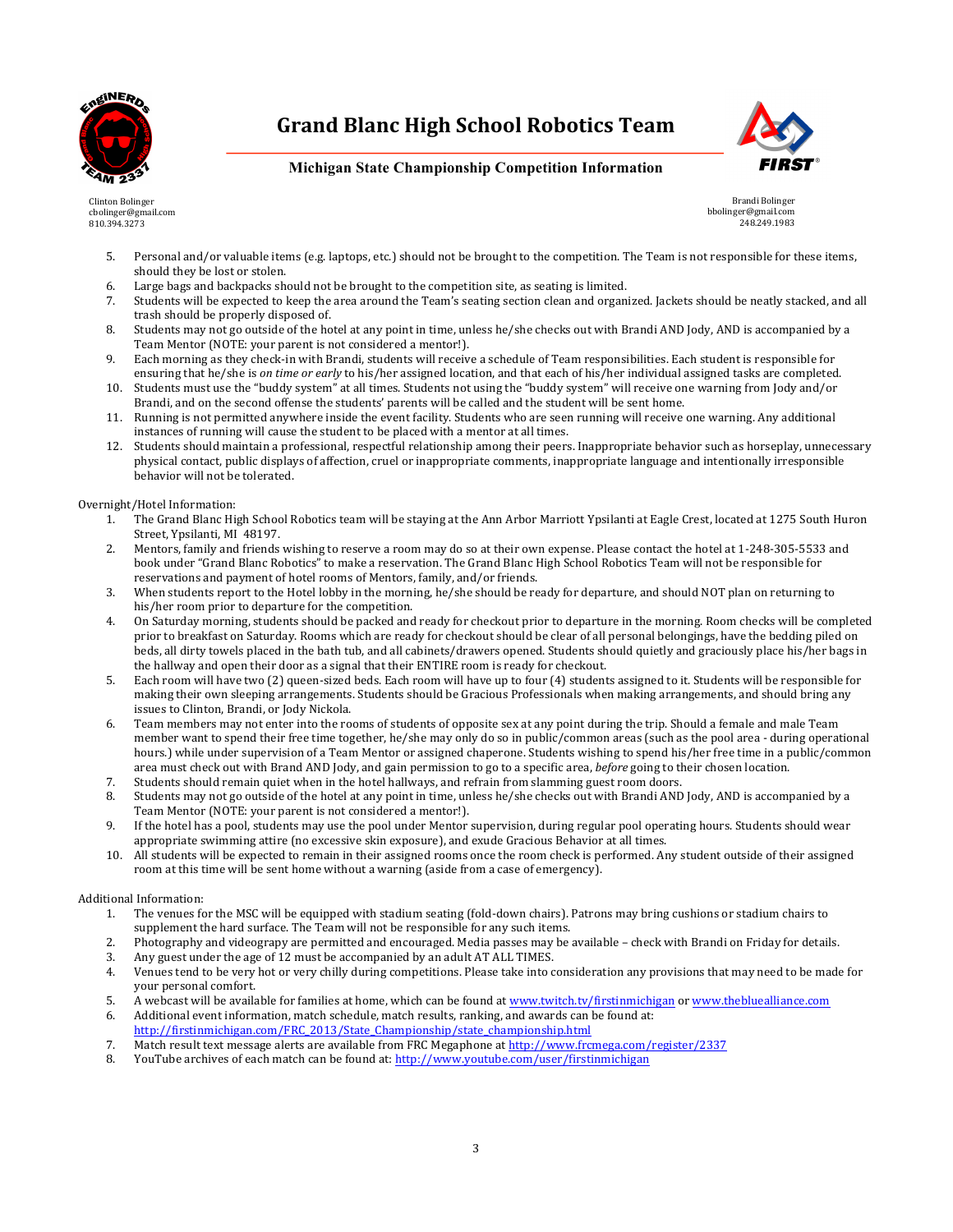5. Personal and/or valuable items (e.g. laptops, etc.) should not be brought to the competition. The Team is not responsible for these items, should they be lost or stolen.
6. Large bags and backpacks should not be brought to the competition site, as seating is limited.
7. Students will be expected to keep the area around the Team's seating section clean and organized. Jackets should be neatly stacked, and all trash should be properly disposed of.
8. Students may not go outside of the hotel at any point in time, unless he/she checks out with Brandi AND Jody, AND is accompanied by a Team Mentor (NOTE: your parent is not considered a mentor!).
9. Each morning as they check-in with Brandi, students will receive a schedule of Team responsibilities. Each student is responsible for ensuring that he/she is *on time or early* to his/her assigned location, and that each of his/her individual assigned tasks are completed.
10. Students must use the "buddy system" at all times. Students not using the "buddy system" will receive one warning from Jody and/or Brandi, and on the second offense the students' parents will be called and the student will be sent home.
11. Running is not permitted anywhere inside the event facility. Students who are seen running will receive one warning. Any additional instances of running will cause the student to be placed with a mentor at all times.
12. Students should maintain a professional, respectful relationship among their peers. Inappropriate behavior such as horseplay, unnecessary physical contact, public displays of affection, cruel or inappropriate comments, inappropriate language and intentionally irresponsible behavior will not be tolerated.

Overnight/Hotel Information:

1. The Grand Blanc High School Robotics team will be staying at the Ann Arbor Marriott Ypsilanti at Eagle Crest, located at 1275 South Huron Street, Ypsilanti, MI 48197.
2. Mentors, family and friends wishing to reserve a room may do so at their own expense. Please contact the hotel at 1-248-305-5533 and book under "Grand Blanc Robotics" to make a reservation. The Grand Blanc High School Robotics Team will not be responsible for reservations and payment of hotel rooms of Mentors, family, and/or friends.
3. When students report to the Hotel lobby in the morning, he/she should be ready for departure, and should NOT plan on returning to his/her room prior to departure for the competition.
4. On Saturday morning, students should be packed and ready for checkout prior to departure in the morning. Room checks will be completed prior to breakfast on Saturday. Rooms which are ready for checkout should be clear of all personal belongings, have the bedding piled on beds, all dirty towels placed in the bath tub, and all cabinets/drawers opened. Students should quietly and graciously place his/her bags in the hallway and open their door as a signal that their ENTIRE room is ready for checkout.
5. Each room will have two (2) queen-sized beds. Each room will have up to four (4) students assigned to it. Students will be responsible for making their own sleeping arrangements. Students should be Gracious Professionals when making arrangements, and should bring any issues to Clinton, Brandi, or Jody Nickola.
6. Team members may not enter into the rooms of students of opposite sex at any point during the trip. Should a female and male Team member want to spend their free time together, he/she may only do so in public/common areas (such as the pool area - during operational hours.) while under supervision of a Team Mentor or assigned chaperone. Students wishing to spend his/her free time in a public/common area must check out with Brand AND Jody, and gain permission to go to a specific area, *before* going to their chosen location.
7. Students should remain quiet when in the hotel hallways, and refrain from slamming guest room doors.
8. Students may not go outside of the hotel at any point in time, unless he/she checks out with Brandi AND Jody, AND is accompanied by a Team Mentor (NOTE: your parent is not considered a mentor!).
9. If the hotel has a pool, students may use the pool under Mentor supervision, during regular pool operating hours. Students should wear appropriate swimming attire (no excessive skin exposure), and exude Gracious Behavior at all times.
10. All students will be expected to remain in their assigned rooms once the room check is performed. Any student outside of their assigned room at this time will be sent home without a warning (aside from a case of emergency).

Additional Information:

1. The venues for the MSC will be equipped with stadium seating (fold-down chairs). Patrons may bring cushions or stadium chairs to supplement the hard surface. The Team will not be responsible for any such items.
2. Photography and videograpy are permitted and encouraged. Media passes may be available – check with Brandi on Friday for details.
3. Any guest under the age of 12 must be accompanied by an adult AT ALL TIMES.
4. Venues tend to be very hot or very chilly during competitions. Please take into consideration any provisions that may need to be made for your personal comfort.
5. A webcast will be available for families at home, which can be found at [www.twitch.tv/firstinmichigan](www.twitch.tv/firstinmichigan) or [www.thebluealliance.com](www.thebluealliance.com)
6. Additional event information, match schedule, match results, ranking, and awards can be found at: [http://firstinmichigan.com/FRC_2013/State_Championship/state_championship.html](http://firstinmichigan.com/FRC_2013/State_Championship/state_championship.html)
7. Match result text message alerts are available from FRC Megaphone at [http://www.frcmega.com/register/2337](http://www.frcmega.com/register/2337)
8. YouTube archives of each match can be found at: [http://www.youtube.com/user/firstinmichigan](http://www.youtube.com/user/firstinmichigan)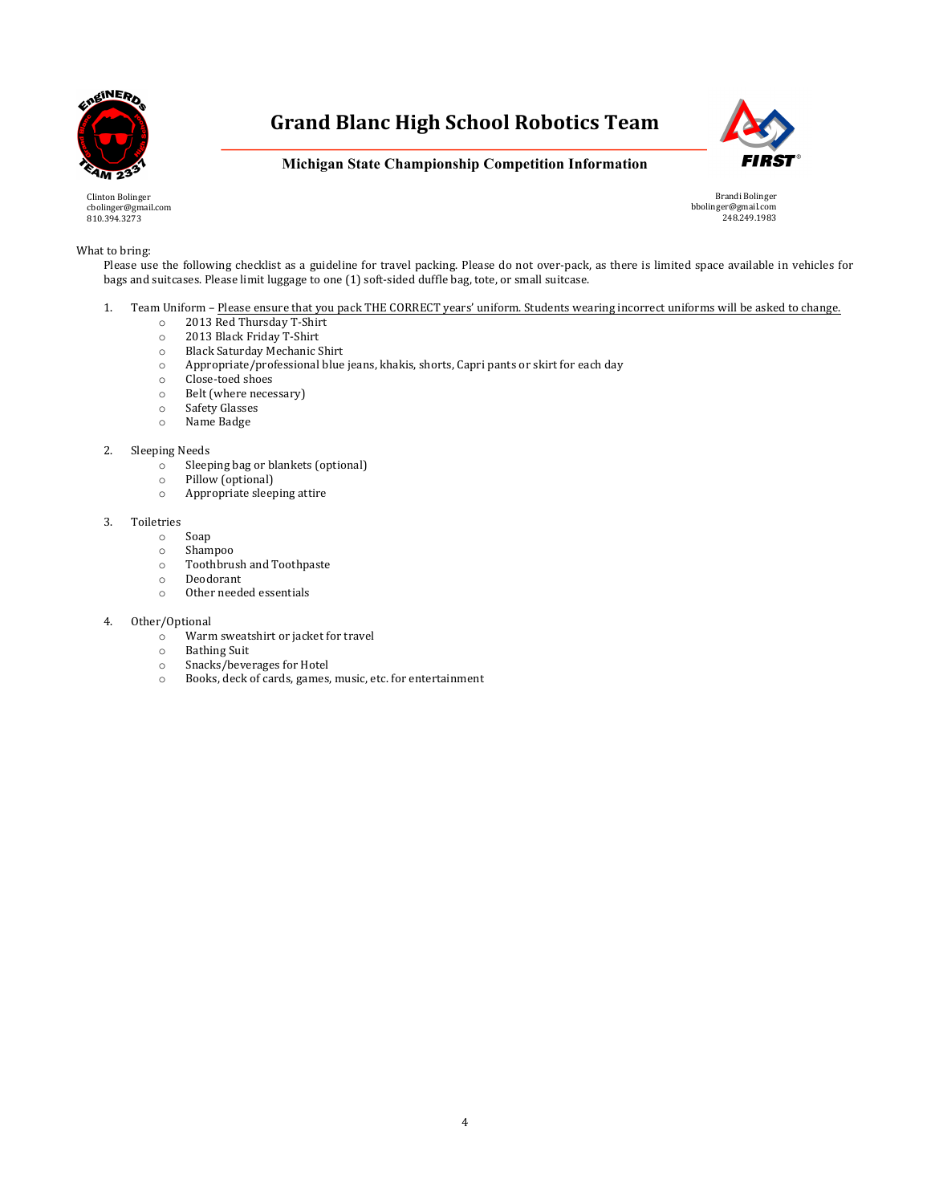# Grand Blanc High School Robotics Team

## Michigan State Championship Competition Information

Clinton Bolinger
cbolinger@gmail.com
810.394.3273

Brandi Bolinger
bbolinger@gmail.com
248.249.1983

What to bring:

Please use the following checklist as a guideline for travel packing. Please do not over-pack, as there is limited space available in vehicles for bags and suitcases. Please limit luggage to one (1) soft-sided duffle bag, tote, or small suitcase.

1. Team Uniform – Please ensure that you pack THE CORRECT years' uniform. Students wearing incorrect uniforms will be asked to change.
   - 2013 Red Thursday T-Shirt
   - 2013 Black Friday T-Shirt
   - Black Saturday Mechanic Shirt
   - Appropriate/professional blue jeans, khakis, shorts, Capri pants or skirt for each day
   - Close-toed shoes
   - Belt (where necessary)
   - Safety Glasses
   - Name Badge

2. Sleeping Needs
   - Sleeping bag or blankets (optional)
   - Pillow (optional)
   - Appropriate sleeping attire

3. Toiletries
   - Soap
   - Shampoo
   - Toothbrush and Toothpaste
   - Deodorant
   - Other needed essentials

4. Other/Optional
   - Warm sweatshirt or jacket for travel
   - Bathing Suit
   - Snacks/beverages for Hotel
   - Books, deck of cards, games, music, etc. for entertainment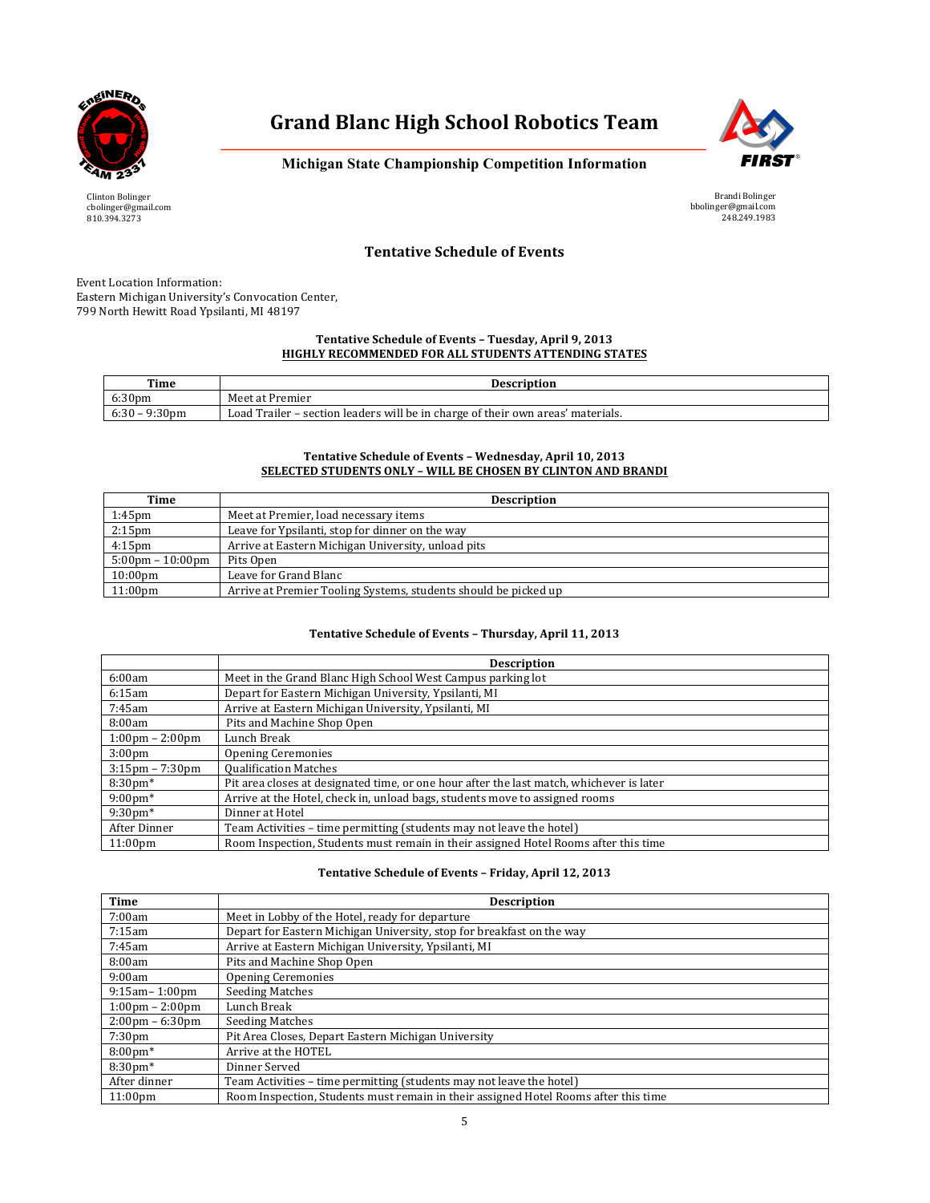# Grand Blanc High School Robotics Team

**Michigan State Championship Competition Information**

Clinton Bolinger
cbolinger@gmail.com
810.394.3273

Brandi Bolinger
bbolinger@gmail.com
248.249.1983

## Tentative Schedule of Events

Event Location Information:
Eastern Michigan University's Convocation Center,
799 North Hewitt Road Ypsilanti, MI 48197

**Tentative Schedule of Events – Tuesday, April 9, 2013**
**HIGHLY RECOMMENDED FOR ALL STUDENTS ATTENDING STATES**

| Time | Description |
|---|---|
| 6:30pm | Meet at Premier |
| 6:30 – 9:30pm | Load Trailer – section leaders will be in charge of their own areas' materials. |

**Tentative Schedule of Events – Wednesday, April 10, 2013**
**SELECTED STUDENTS ONLY – WILL BE CHOSEN BY CLINTON AND BRANDI**

| Time | Description |
|---|---|
| 1:45pm | Meet at Premier, load necessary items |
| 2:15pm | Leave for Ypsilanti, stop for dinner on the way |
| 4:15pm | Arrive at Eastern Michigan University, unload pits |
| 5:00pm – 10:00pm | Pits Open |
| 10:00pm | Leave for Grand Blanc |
| 11:00pm | Arrive at Premier Tooling Systems, students should be picked up |

**Tentative Schedule of Events – Thursday, April 11, 2013**

| | Description |
|---|---|
| 6:00am | Meet in the Grand Blanc High School West Campus parking lot |
| 6:15am | Depart for Eastern Michigan University, Ypsilanti, MI |
| 7:45am | Arrive at Eastern Michigan University, Ypsilanti, MI |
| 8:00am | Pits and Machine Shop Open |
| 1:00pm – 2:00pm | Lunch Break |
| 3:00pm | Opening Ceremonies |
| 3:15pm – 7:30pm | Qualification Matches |
| 8:30pm* | Pit area closes at designated time, or one hour after the last match, whichever is later |
| 9:00pm* | Arrive at the Hotel, check in, unload bags, students move to assigned rooms |
| 9:30pm* | Dinner at Hotel |
| After Dinner | Team Activities – time permitting (students may not leave the hotel) |
| 11:00pm | Room Inspection, Students must remain in their assigned Hotel Rooms after this time |

**Tentative Schedule of Events – Friday, April 12, 2013**

| Time | Description |
|---|---|
| 7:00am | Meet in Lobby of the Hotel, ready for departure |
| 7:15am | Depart for Eastern Michigan University, stop for breakfast on the way |
| 7:45am | Arrive at Eastern Michigan University, Ypsilanti, MI |
| 8:00am | Pits and Machine Shop Open |
| 9:00am | Opening Ceremonies |
| 9:15am– 1:00pm | Seeding Matches |
| 1:00pm – 2:00pm | Lunch Break |
| 2:00pm – 6:30pm | Seeding Matches |
| 7:30pm | Pit Area Closes, Depart Eastern Michigan University |
| 8:00pm* | Arrive at the HOTEL |
| 8:30pm* | Dinner Served |
| After dinner | Team Activities – time permitting (students may not leave the hotel) |
| 11:00pm | Room Inspection, Students must remain in their assigned Hotel Rooms after this time |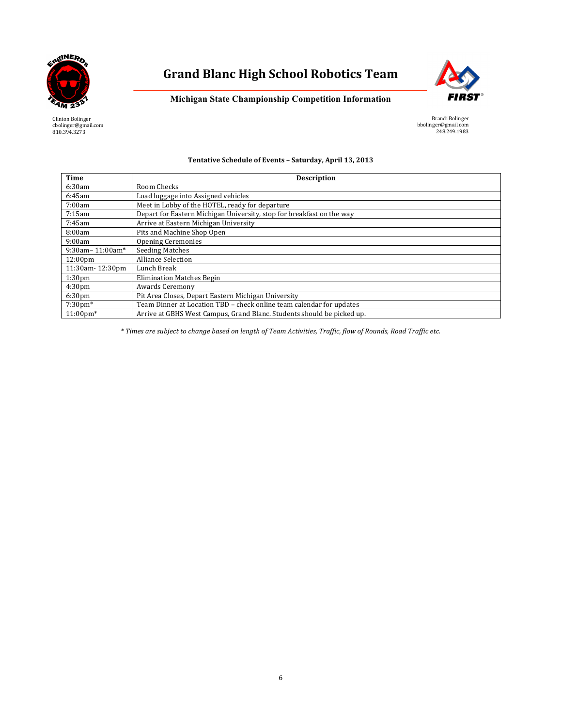# Grand Blanc High School Robotics Team

## Michigan State Championship Competition Information

Clinton Bolinger
cbolinger@gmail.com
810.394.3273

Brandi Bolinger
bbolinger@gmail.com
248.249.1983

**Tentative Schedule of Events – Saturday, April 13, 2013**

| Time | Description |
|---|---|
| 6:30am | Room Checks |
| 6:45am | Load luggage into Assigned vehicles |
| 7:00am | Meet in Lobby of the HOTEL, ready for departure |
| 7:15am | Depart for Eastern Michigan University, stop for breakfast on the way |
| 7:45am | Arrive at Eastern Michigan University |
| 8:00am | Pits and Machine Shop Open |
| 9:00am | Opening Ceremonies |
| 9:30am– 11:00am* | Seeding Matches |
| 12:00pm | Alliance Selection |
| 11:30am- 12:30pm | Lunch Break |
| 1:30pm | Elimination Matches Begin |
| 4:30pm | Awards Ceremony |
| 6:30pm | Pit Area Closes, Depart Eastern Michigan University |
| 7:30pm* | Team Dinner at Location TBD – check online team calendar for updates |
| 11:00pm* | Arrive at GBHS West Campus, Grand Blanc. Students should be picked up. |

*\* Times are subject to change based on length of Team Activities, Traffic, flow of Rounds, Road Traffic etc.*